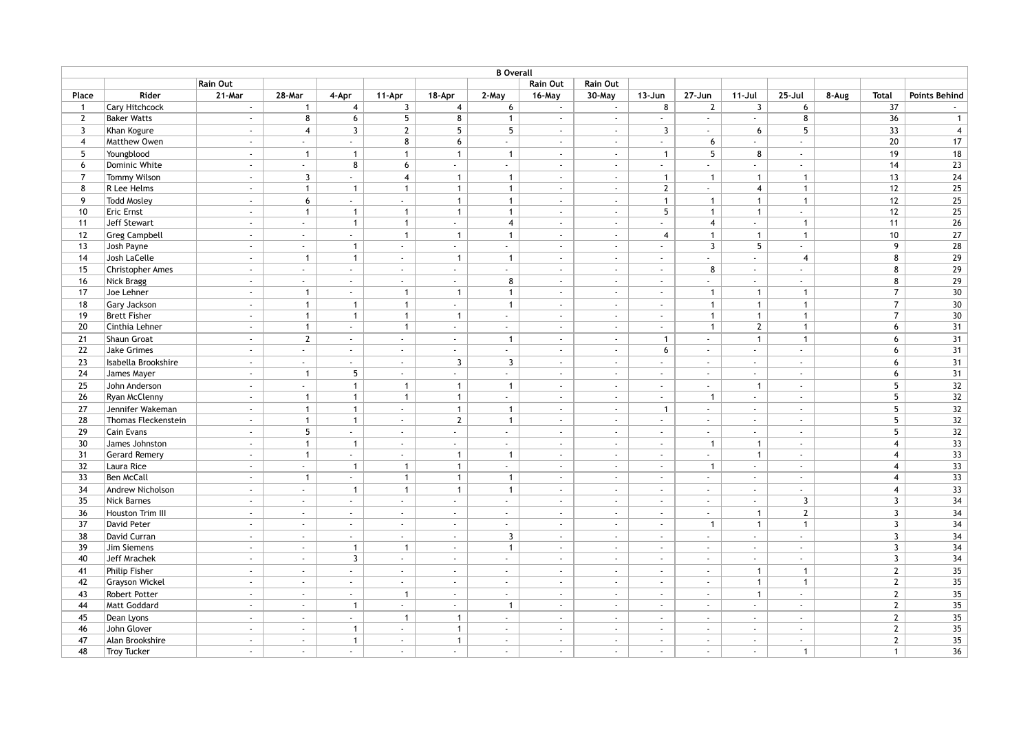## B Overall

| | | Rain Out | | | | | | Rain Out | Rain Out | | | | | | | |
|---|---|---|---|---|---|---|---|---|---|---|---|---|---|---|---|---|
| Place | Rider | 21-Mar | 28-Mar | 4-Apr | 11-Apr | 18-Apr | 2-May | 16-May | 30-May | 13-Jun | 27-Jun | 11-Jul | 25-Jul | 8-Aug | Total | Points Behind |
| 1 | Cary Hitchcock | - | 1 | 4 | 3 | 4 | 6 | - | - | 8 | 2 | 3 | 6 | | 37 | - |
| 2 | Baker Watts | - | 8 | 6 | 5 | 8 | 1 | - | - | - | - | - | 8 | | 36 | 1 |
| 3 | Khan Kogure | - | 4 | 3 | 2 | 5 | 5 | - | - | 3 | - | 6 | 5 | | 33 | 4 |
| 4 | Matthew Owen | - | - | - | 8 | 6 | - | - | - | - | 6 | - | - | | 20 | 17 |
| 5 | Youngblood | - | 1 | 1 | 1 | 1 | 1 | - | - | 1 | 5 | 8 | - | | 19 | 18 |
| 6 | Dominic White | - | - | 8 | 6 | - | - | - | - | - | - | - | - | | 14 | 23 |
| 7 | Tommy Wilson | - | 3 | - | 4 | 1 | 1 | - | - | 1 | 1 | 1 | 1 | | 13 | 24 |
| 8 | R Lee Helms | - | 1 | 1 | 1 | 1 | 1 | - | - | 2 | - | 4 | 1 | | 12 | 25 |
| 9 | Todd Mosley | - | 6 | - | - | 1 | 1 | - | - | 1 | 1 | 1 | 1 | | 12 | 25 |
| 10 | Eric Ernst | - | 1 | 1 | 1 | 1 | 1 | - | - | 5 | 1 | 1 | - | | 12 | 25 |
| 11 | Jeff Stewart | - | - | 1 | 1 | - | 4 | - | - | - | 4 | - | 1 | | 11 | 26 |
| 12 | Greg Campbell | - | - | - | 1 | 1 | 1 | - | - | 4 | 1 | 1 | 1 | | 10 | 27 |
| 13 | Josh Payne | - | - | 1 | - | - | - | - | - | - | 3 | 5 | - | | 9 | 28 |
| 14 | Josh LaCelle | - | 1 | 1 | - | 1 | 1 | - | - | - | - | - | 4 | | 8 | 29 |
| 15 | Christopher Ames | - | - | - | - | - | - | - | - | - | 8 | - | - | | 8 | 29 |
| 16 | Nick Bragg | - | - | - | - | - | 8 | - | - | - | - | - | - | | 8 | 29 |
| 17 | Joe Lehner | - | 1 | - | 1 | 1 | 1 | - | - | - | 1 | 1 | 1 | | 7 | 30 |
| 18 | Gary Jackson | - | 1 | 1 | 1 | - | 1 | - | - | - | 1 | 1 | 1 | | 7 | 30 |
| 19 | Brett Fisher | - | 1 | 1 | 1 | 1 | - | - | - | - | 1 | 1 | 1 | | 7 | 30 |
| 20 | Cinthia Lehner | - | 1 | - | 1 | - | - | - | - | - | 1 | 2 | 1 | | 6 | 31 |
| 21 | Shaun Groat | - | 2 | - | - | - | 1 | - | - | 1 | - | 1 | 1 | | 6 | 31 |
| 22 | Jake Grimes | - | - | - | - | - | - | - | - | 6 | - | - | - | | 6 | 31 |
| 23 | Isabella Brookshire | - | - | - | - | 3 | 3 | - | - | - | - | - | - | | 6 | 31 |
| 24 | James Mayer | - | 1 | 5 | - | - | - | - | - | - | - | - | - | | 6 | 31 |
| 25 | John Anderson | - | - | 1 | 1 | 1 | 1 | - | - | - | - | 1 | - | | 5 | 32 |
| 26 | Ryan McClenny | - | 1 | 1 | 1 | 1 | - | - | - | - | 1 | - | - | | 5 | 32 |
| 27 | Jennifer Wakeman | - | 1 | 1 | - | 1 | 1 | - | - | 1 | - | - | - | | 5 | 32 |
| 28 | Thomas Fleckenstein | - | 1 | 1 | - | 2 | 1 | - | - | - | - | - | - | | 5 | 32 |
| 29 | Cain Evans | - | 5 | - | - | - | - | - | - | - | - | - | - | | 5 | 32 |
| 30 | James Johnston | - | 1 | 1 | - | - | - | - | - | - | 1 | 1 | - | | 4 | 33 |
| 31 | Gerard Remery | - | 1 | - | - | 1 | 1 | - | - | - | - | 1 | - | | 4 | 33 |
| 32 | Laura Rice | - | - | 1 | 1 | 1 | - | - | - | - | 1 | - | - | | 4 | 33 |
| 33 | Ben McCall | - | 1 | - | 1 | 1 | 1 | - | - | - | - | - | - | | 4 | 33 |
| 34 | Andrew Nicholson | - | - | 1 | 1 | 1 | 1 | - | - | - | - | - | - | | 4 | 33 |
| 35 | Nick Barnes | - | - | - | - | - | - | - | - | - | - | - | 3 | | 3 | 34 |
| 36 | Houston Trim III | - | - | - | - | - | - | - | - | - | - | 1 | 2 | | 3 | 34 |
| 37 | David Peter | - | - | - | - | - | - | - | - | - | 1 | 1 | 1 | | 3 | 34 |
| 38 | David Curran | - | - | - | - | - | 3 | - | - | - | - | - | - | | 3 | 34 |
| 39 | Jim Siemens | - | - | 1 | 1 | - | 1 | - | - | - | - | - | - | | 3 | 34 |
| 40 | Jeff Mrachek | - | - | 3 | - | - | - | - | - | - | - | - | - | | 3 | 34 |
| 41 | Philip Fisher | - | - | - | - | - | - | - | - | - | - | 1 | 1 | | 2 | 35 |
| 42 | Grayson Wickel | - | - | - | - | - | - | - | - | - | - | 1 | 1 | | 2 | 35 |
| 43 | Robert Potter | - | - | - | 1 | - | - | - | - | - | - | 1 | - | | 2 | 35 |
| 44 | Matt Goddard | - | - | 1 | - | - | 1 | - | - | - | - | - | - | | 2 | 35 |
| 45 | Dean Lyons | - | - | - | 1 | 1 | - | - | - | - | - | - | - | | 2 | 35 |
| 46 | John Glover | - | - | 1 | - | 1 | - | - | - | - | - | - | - | | 2 | 35 |
| 47 | Alan Brookshire | - | - | 1 | - | 1 | - | - | - | - | - | - | - | | 2 | 35 |
| 48 | Troy Tucker | - | - | - | - | - | - | - | - | - | - | - | 1 | | 1 | 36 |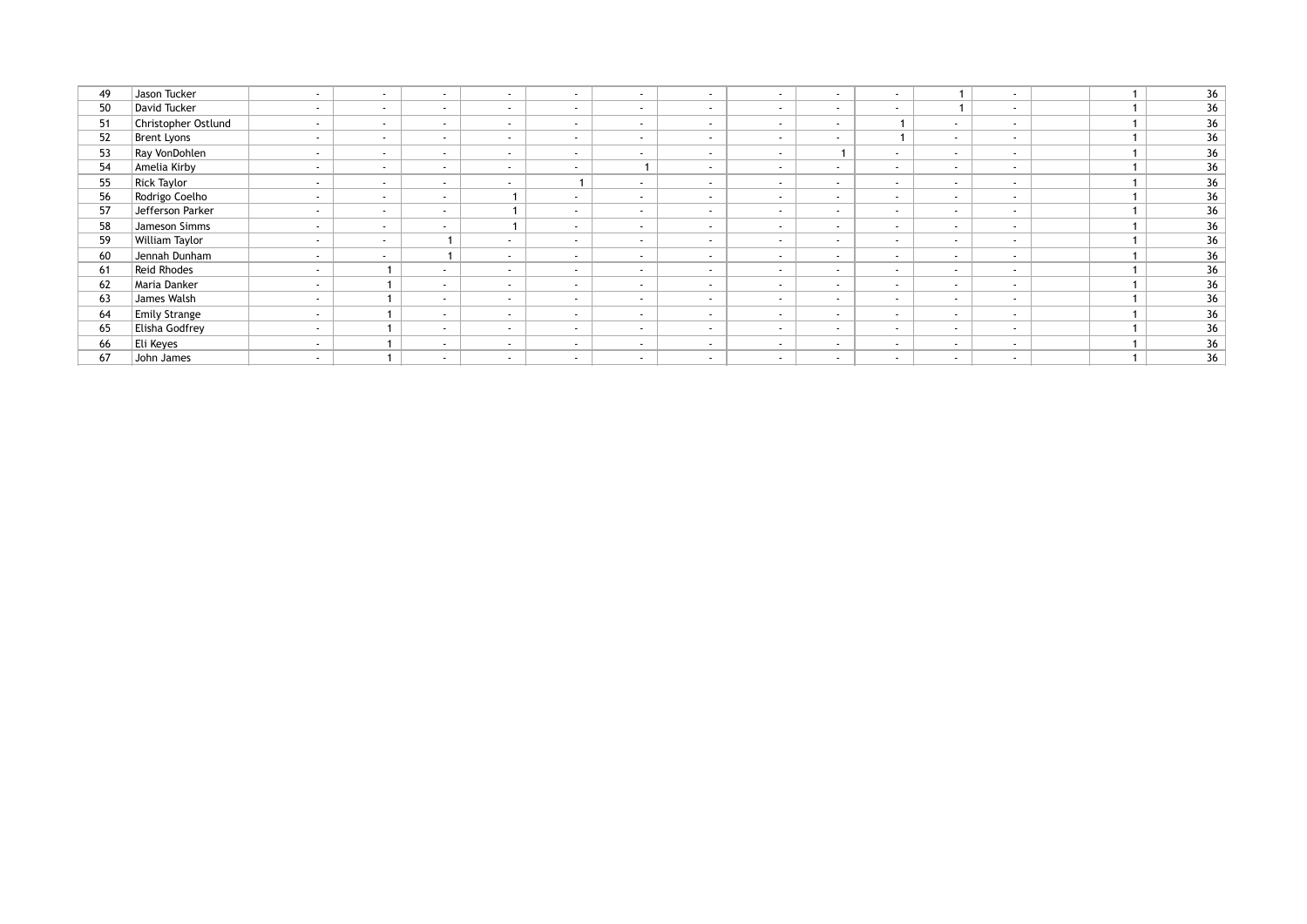| | | | | | | | | | | | | | | | | |
|---|---|---|---|---|---|---|---|---|---|---|---|---|---|---|---|---|
| 49 | Jason Tucker | - | - | - | - | - | - | - | - | - | - | 1 | - | | 1 | 36 |
| 50 | David Tucker | - | - | - | - | - | - | - | - | - | - | 1 | - | | 1 | 36 |
| 51 | Christopher Ostlund | - | - | - | - | - | - | - | - | - | 1 | - | - | | 1 | 36 |
| 52 | Brent Lyons | - | - | - | - | - | - | - | - | - | 1 | - | - | | 1 | 36 |
| 53 | Ray VonDohlen | - | - | - | - | - | - | - | - | 1 | - | - | - | | 1 | 36 |
| 54 | Amelia Kirby | - | - | - | - | - | 1 | - | - | - | - | - | - | | 1 | 36 |
| 55 | Rick Taylor | - | - | - | - | 1 | - | - | - | - | - | - | - | | 1 | 36 |
| 56 | Rodrigo Coelho | - | - | - | 1 | - | - | - | - | - | - | - | - | | 1 | 36 |
| 57 | Jefferson Parker | - | - | - | 1 | - | - | - | - | - | - | - | - | | 1 | 36 |
| 58 | Jameson Simms | - | - | - | 1 | - | - | - | - | - | - | - | - | | 1 | 36 |
| 59 | William Taylor | - | - | 1 | - | - | - | - | - | - | - | - | - | | 1 | 36 |
| 60 | Jennah Dunham | - | - | 1 | - | - | - | - | - | - | - | - | - | | 1 | 36 |
| 61 | Reid Rhodes | - | 1 | - | - | - | - | - | - | - | - | - | - | | 1 | 36 |
| 62 | Maria Danker | - | 1 | - | - | - | - | - | - | - | - | - | - | | 1 | 36 |
| 63 | James Walsh | - | 1 | - | - | - | - | - | - | - | - | - | - | | 1 | 36 |
| 64 | Emily Strange | - | 1 | - | - | - | - | - | - | - | - | - | - | | 1 | 36 |
| 65 | Elisha Godfrey | - | 1 | - | - | - | - | - | - | - | - | - | - | | 1 | 36 |
| 66 | Eli Keyes | - | 1 | - | - | - | - | - | - | - | - | - | - | | 1 | 36 |
| 67 | John James | - | 1 | - | - | - | - | - | - | - | - | - | - | | 1 | 36 |